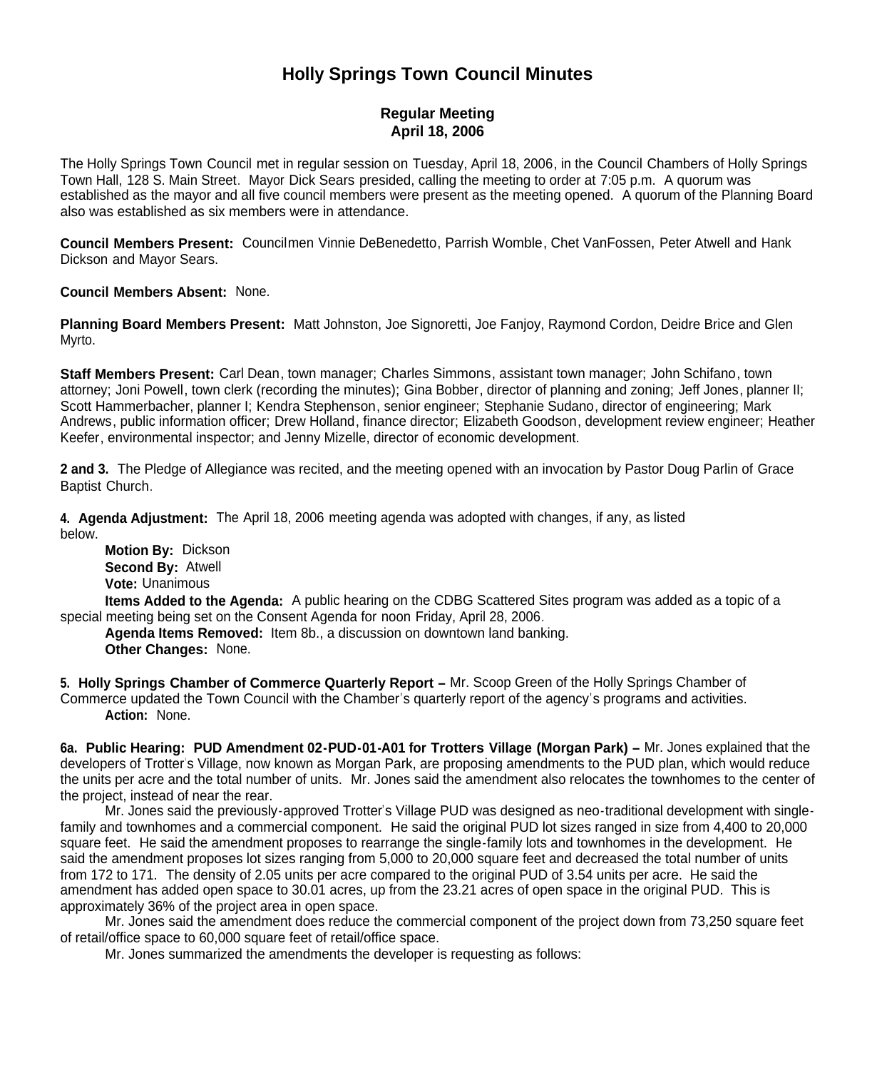# Holly Springs Town Council Minutes

## Regular Meeting
## April 18, 2006

The Holly Springs Town Council met in regular session on Tuesday, April 18, 2006, in the Council Chambers of Holly Springs Town Hall, 128 S. Main Street. Mayor Dick Sears presided, calling the meeting to order at 7:05 p.m. A quorum was established as the mayor and all five council members were present as the meeting opened. A quorum of the Planning Board also was established as six members were in attendance.

**Council Members Present:** Councilmen Vinnie DeBenedetto, Parrish Womble, Chet VanFossen, Peter Atwell and Hank Dickson and Mayor Sears.

**Council Members Absent:** None.

**Planning Board Members Present:** Matt Johnston, Joe Signoretti, Joe Fanjoy, Raymond Cordon, Deidre Brice and Glen Myrto.

**Staff Members Present:** Carl Dean, town manager; Charles Simmons, assistant town manager; John Schifano, town attorney; Joni Powell, town clerk (recording the minutes); Gina Bobber, director of planning and zoning; Jeff Jones, planner II; Scott Hammerbacher, planner I; Kendra Stephenson, senior engineer; Stephanie Sudano, director of engineering; Mark Andrews, public information officer; Drew Holland, finance director; Elizabeth Goodson, development review engineer; Heather Keefer, environmental inspector; and Jenny Mizelle, director of economic development.

**2 and 3.** The Pledge of Allegiance was recited, and the meeting opened with an invocation by Pastor Doug Parlin of Grace Baptist Church.

**4. Agenda Adjustment:** The April 18, 2006 meeting agenda was adopted with changes, if any, as listed below.

**Motion By:** Dickson
**Second By:** Atwell
**Vote:** Unanimous

**Items Added to the Agenda:** A public hearing on the CDBG Scattered Sites program was added as a topic of a special meeting being set on the Consent Agenda for noon Friday, April 28, 2006.

**Agenda Items Removed:** Item 8b., a discussion on downtown land banking.

**Other Changes:** None.

**5. Holly Springs Chamber of Commerce Quarterly Report –** Mr. Scoop Green of the Holly Springs Chamber of Commerce updated the Town Council with the Chamber's quarterly report of the agency's programs and activities.

**Action:** None.

**6a. Public Hearing: PUD Amendment 02-PUD-01-A01 for Trotters Village (Morgan Park) –** Mr. Jones explained that the developers of Trotter's Village, now known as Morgan Park, are proposing amendments to the PUD plan, which would reduce the units per acre and the total number of units. Mr. Jones said the amendment also relocates the townhomes to the center of the project, instead of near the rear.

Mr. Jones said the previously-approved Trotter's Village PUD was designed as neo-traditional development with single-family and townhomes and a commercial component. He said the original PUD lot sizes ranged in size from 4,400 to 20,000 square feet. He said the amendment proposes to rearrange the single-family lots and townhomes in the development. He said the amendment proposes lot sizes ranging from 5,000 to 20,000 square feet and decreased the total number of units from 172 to 171. The density of 2.05 units per acre compared to the original PUD of 3.54 units per acre. He said the amendment has added open space to 30.01 acres, up from the 23.21 acres of open space in the original PUD. This is approximately 36% of the project area in open space.

Mr. Jones said the amendment does reduce the commercial component of the project down from 73,250 square feet of retail/office space to 60,000 square feet of retail/office space.

Mr. Jones summarized the amendments the developer is requesting as follows: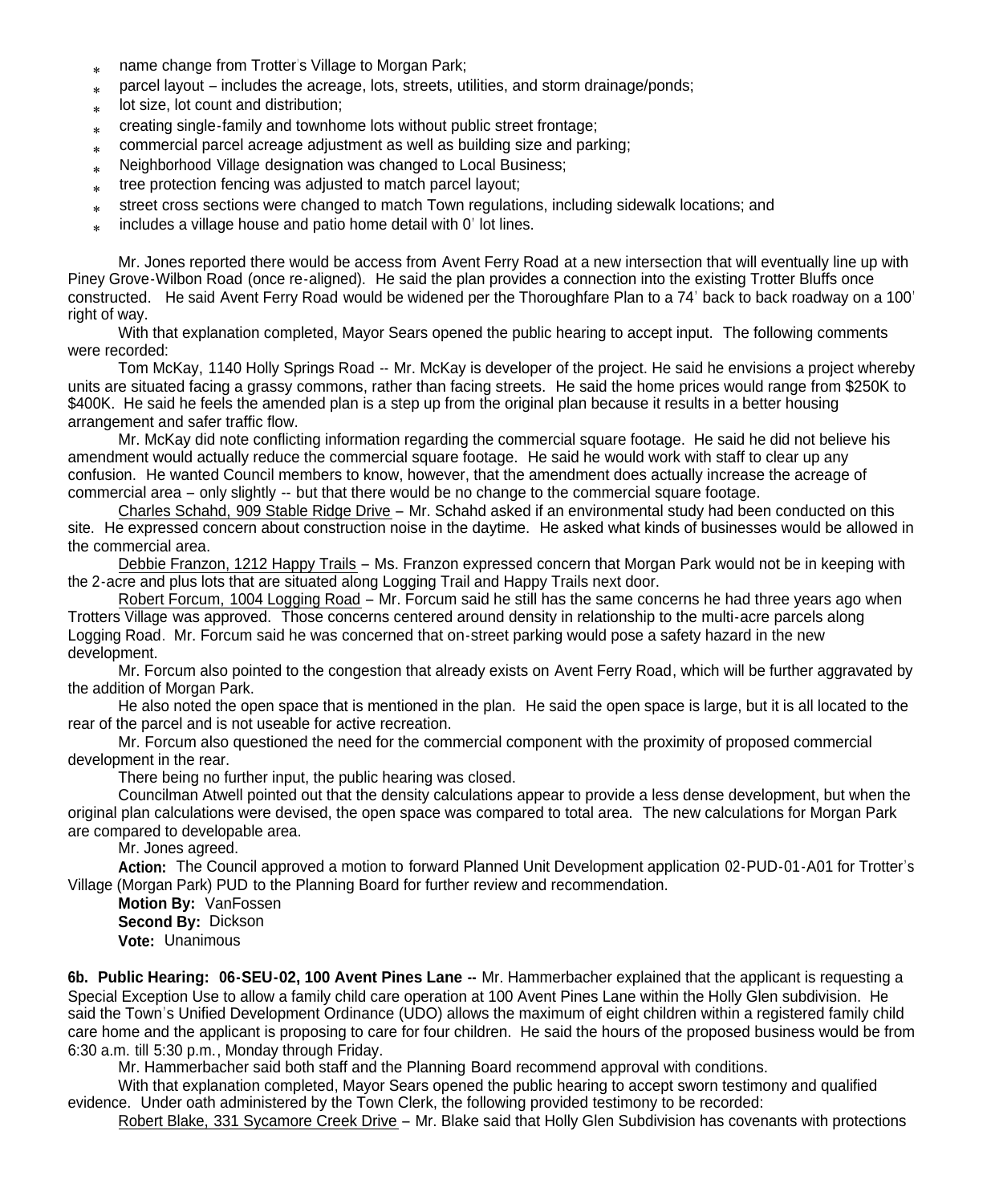- name change from Trotter's Village to Morgan Park;
- parcel layout – includes the acreage, lots, streets, utilities, and storm drainage/ponds;
- lot size, lot count and distribution;
- creating single-family and townhome lots without public street frontage;
- commercial parcel acreage adjustment as well as building size and parking;
- Neighborhood Village designation was changed to Local Business;
- tree protection fencing was adjusted to match parcel layout;
- street cross sections were changed to match Town regulations, including sidewalk locations; and
- includes a village house and patio home detail with 0' lot lines.

Mr. Jones reported there would be access from Avent Ferry Road at a new intersection that will eventually line up with Piney Grove-Wilbon Road (once re-aligned). He said the plan provides a connection into the existing Trotter Bluffs once constructed. He said Avent Ferry Road would be widened per the Thoroughfare Plan to a 74' back to back roadway on a 100' right of way.

With that explanation completed, Mayor Sears opened the public hearing to accept input. The following comments were recorded:

Tom McKay, 1140 Holly Springs Road -- Mr. McKay is developer of the project. He said he envisions a project whereby units are situated facing a grassy commons, rather than facing streets. He said the home prices would range from $250K to $400K. He said he feels the amended plan is a step up from the original plan because it results in a better housing arrangement and safer traffic flow.

Mr. McKay did note conflicting information regarding the commercial square footage. He said he did not believe his amendment would actually reduce the commercial square footage. He said he would work with staff to clear up any confusion. He wanted Council members to know, however, that the amendment does actually increase the acreage of commercial area – only slightly -- but that there would be no change to the commercial square footage.

Charles Schahd, 909 Stable Ridge Drive – Mr. Schahd asked if an environmental study had been conducted on this site. He expressed concern about construction noise in the daytime. He asked what kinds of businesses would be allowed in the commercial area.

Debbie Franzon, 1212 Happy Trails – Ms. Franzon expressed concern that Morgan Park would not be in keeping with the 2-acre and plus lots that are situated along Logging Trail and Happy Trails next door.

Robert Forcum, 1004 Logging Road – Mr. Forcum said he still has the same concerns he had three years ago when Trotters Village was approved. Those concerns centered around density in relationship to the multi-acre parcels along Logging Road. Mr. Forcum said he was concerned that on-street parking would pose a safety hazard in the new development.

Mr. Forcum also pointed to the congestion that already exists on Avent Ferry Road, which will be further aggravated by the addition of Morgan Park.

He also noted the open space that is mentioned in the plan. He said the open space is large, but it is all located to the rear of the parcel and is not useable for active recreation.

Mr. Forcum also questioned the need for the commercial component with the proximity of proposed commercial development in the rear.

There being no further input, the public hearing was closed.

Councilman Atwell pointed out that the density calculations appear to provide a less dense development, but when the original plan calculations were devised, the open space was compared to total area. The new calculations for Morgan Park are compared to developable area.

Mr. Jones agreed.

**Action:** The Council approved a motion to forward Planned Unit Development application 02-PUD-01-A01 for Trotter's Village (Morgan Park) PUD to the Planning Board for further review and recommendation.

**Motion By:** VanFossen
**Second By:** Dickson
**Vote:** Unanimous

**6b. Public Hearing: 06-SEU-02, 100 Avent Pines Lane --** Mr. Hammerbacher explained that the applicant is requesting a Special Exception Use to allow a family child care operation at 100 Avent Pines Lane within the Holly Glen subdivision. He said the Town's Unified Development Ordinance (UDO) allows the maximum of eight children within a registered family child care home and the applicant is proposing to care for four children. He said the hours of the proposed business would be from 6:30 a.m. till 5:30 p.m., Monday through Friday.

Mr. Hammerbacher said both staff and the Planning Board recommend approval with conditions.

With that explanation completed, Mayor Sears opened the public hearing to accept sworn testimony and qualified evidence. Under oath administered by the Town Clerk, the following provided testimony to be recorded:

Robert Blake, 331 Sycamore Creek Drive – Mr. Blake said that Holly Glen Subdivision has covenants with protections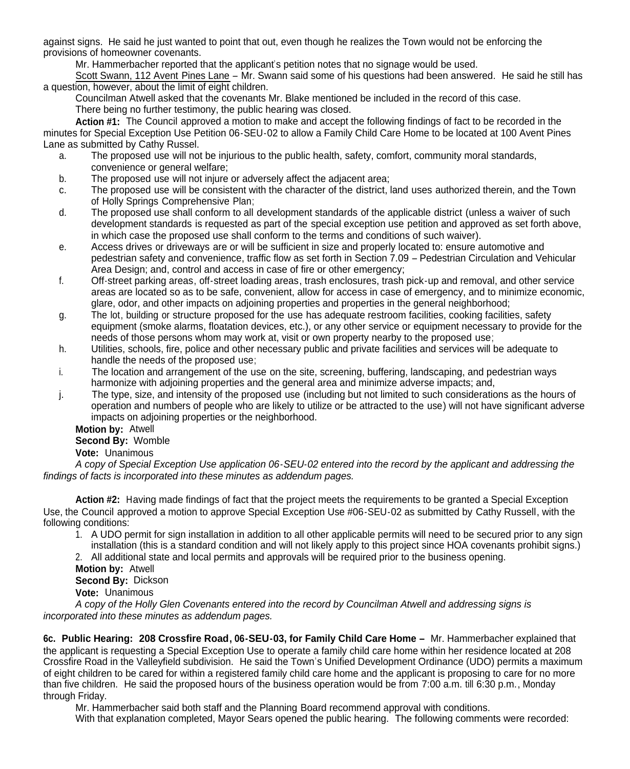against signs. He said he just wanted to point that out, even though he realizes the Town would not be enforcing the provisions of homeowner covenants.

Mr. Hammerbacher reported that the applicant's petition notes that no signage would be used.

Scott Swann, 112 Avent Pines Lane – Mr. Swann said some of his questions had been answered. He said he still has a question, however, about the limit of eight children.

Councilman Atwell asked that the covenants Mr. Blake mentioned be included in the record of this case.

There being no further testimony, the public hearing was closed.

**Action #1:** The Council approved a motion to make and accept the following findings of fact to be recorded in the minutes for Special Exception Use Petition 06-SEU-02 to allow a Family Child Care Home to be located at 100 Avent Pines Lane as submitted by Cathy Russel.

a. The proposed use will not be injurious to the public health, safety, comfort, community moral standards, convenience or general welfare;
b. The proposed use will not injure or adversely affect the adjacent area;
c. The proposed use will be consistent with the character of the district, land uses authorized therein, and the Town of Holly Springs Comprehensive Plan;
d. The proposed use shall conform to all development standards of the applicable district (unless a waiver of such development standards is requested as part of the special exception use petition and approved as set forth above, in which case the proposed use shall conform to the terms and conditions of such waiver).
e. Access drives or driveways are or will be sufficient in size and properly located to: ensure automotive and pedestrian safety and convenience, traffic flow as set forth in Section 7.09 – Pedestrian Circulation and Vehicular Area Design; and, control and access in case of fire or other emergency;
f. Off-street parking areas, off-street loading areas, trash enclosures, trash pick-up and removal, and other service areas are located so as to be safe, convenient, allow for access in case of emergency, and to minimize economic, glare, odor, and other impacts on adjoining properties and properties in the general neighborhood;
g. The lot, building or structure proposed for the use has adequate restroom facilities, cooking facilities, safety equipment (smoke alarms, floatation devices, etc.), or any other service or equipment necessary to provide for the needs of those persons whom may work at, visit or own property nearby to the proposed use;
h. Utilities, schools, fire, police and other necessary public and private facilities and services will be adequate to handle the needs of the proposed use;
i. The location and arrangement of the use on the site, screening, buffering, landscaping, and pedestrian ways harmonize with adjoining properties and the general area and minimize adverse impacts; and,
j. The type, size, and intensity of the proposed use (including but not limited to such considerations as the hours of operation and numbers of people who are likely to utilize or be attracted to the use) will not have significant adverse impacts on adjoining properties or the neighborhood.

**Motion by:** Atwell
**Second By:** Womble
**Vote:** Unanimous

*A copy of Special Exception Use application 06-SEU-02 entered into the record by the applicant and addressing the findings of facts is incorporated into these minutes as addendum pages.*

**Action #2:** Having made findings of fact that the project meets the requirements to be granted a Special Exception Use, the Council approved a motion to approve Special Exception Use #06-SEU-02 as submitted by Cathy Russell, with the following conditions:

1. A UDO permit for sign installation in addition to all other applicable permits will need to be secured prior to any sign installation (this is a standard condition and will not likely apply to this project since HOA covenants prohibit signs.)
2. All additional state and local permits and approvals will be required prior to the business opening.

**Motion by:** Atwell
**Second By:** Dickson
**Vote:** Unanimous

*A copy of the Holly Glen Covenants entered into the record by Councilman Atwell and addressing signs is incorporated into these minutes as addendum pages.*

**6c. Public Hearing: 208 Crossfire Road, 06-SEU-03, for Family Child Care Home –** Mr. Hammerbacher explained that the applicant is requesting a Special Exception Use to operate a family child care home within her residence located at 208 Crossfire Road in the Valleyfield subdivision. He said the Town's Unified Development Ordinance (UDO) permits a maximum of eight children to be cared for within a registered family child care home and the applicant is proposing to care for no more than five children. He said the proposed hours of the business operation would be from 7:00 a.m. till 6:30 p.m., Monday through Friday.

Mr. Hammerbacher said both staff and the Planning Board recommend approval with conditions.

With that explanation completed, Mayor Sears opened the public hearing. The following comments were recorded: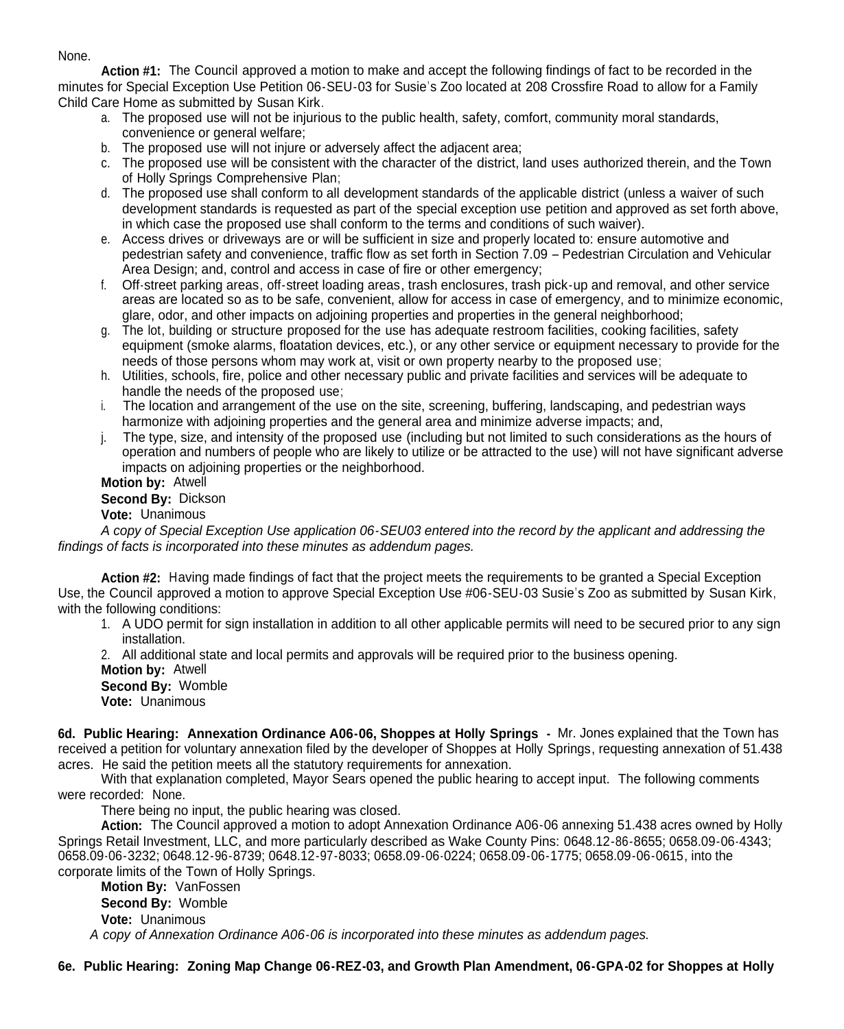None.

**Action #1:** The Council approved a motion to make and accept the following findings of fact to be recorded in the minutes for Special Exception Use Petition 06-SEU-03 for Susie's Zoo located at 208 Crossfire Road to allow for a Family Child Care Home as submitted by Susan Kirk.

a. The proposed use will not be injurious to the public health, safety, comfort, community moral standards, convenience or general welfare;
b. The proposed use will not injure or adversely affect the adjacent area;
c. The proposed use will be consistent with the character of the district, land uses authorized therein, and the Town of Holly Springs Comprehensive Plan;
d. The proposed use shall conform to all development standards of the applicable district (unless a waiver of such development standards is requested as part of the special exception use petition and approved as set forth above, in which case the proposed use shall conform to the terms and conditions of such waiver).
e. Access drives or driveways are or will be sufficient in size and properly located to: ensure automotive and pedestrian safety and convenience, traffic flow as set forth in Section 7.09 – Pedestrian Circulation and Vehicular Area Design; and, control and access in case of fire or other emergency;
f. Off-street parking areas, off-street loading areas, trash enclosures, trash pick-up and removal, and other service areas are located so as to be safe, convenient, allow for access in case of emergency, and to minimize economic, glare, odor, and other impacts on adjoining properties and properties in the general neighborhood;
g. The lot, building or structure proposed for the use has adequate restroom facilities, cooking facilities, safety equipment (smoke alarms, floatation devices, etc.), or any other service or equipment necessary to provide for the needs of those persons whom may work at, visit or own property nearby to the proposed use;
h. Utilities, schools, fire, police and other necessary public and private facilities and services will be adequate to handle the needs of the proposed use;
i. The location and arrangement of the use on the site, screening, buffering, landscaping, and pedestrian ways harmonize with adjoining properties and the general area and minimize adverse impacts; and,
j. The type, size, and intensity of the proposed use (including but not limited to such considerations as the hours of operation and numbers of people who are likely to utilize or be attracted to the use) will not have significant adverse impacts on adjoining properties or the neighborhood.

**Motion by:** Atwell
**Second By:** Dickson
**Vote:** Unanimous

*A copy of Special Exception Use application 06-SEU03 entered into the record by the applicant and addressing the findings of facts is incorporated into these minutes as addendum pages.*

**Action #2:** Having made findings of fact that the project meets the requirements to be granted a Special Exception Use, the Council approved a motion to approve Special Exception Use #06-SEU-03 Susie's Zoo as submitted by Susan Kirk, with the following conditions:

1. A UDO permit for sign installation in addition to all other applicable permits will need to be secured prior to any sign installation.
2. All additional state and local permits and approvals will be required prior to the business opening.

**Motion by:** Atwell
**Second By:** Womble
**Vote:** Unanimous

**6d. Public Hearing: Annexation Ordinance A06-06, Shoppes at Holly Springs -** Mr. Jones explained that the Town has received a petition for voluntary annexation filed by the developer of Shoppes at Holly Springs, requesting annexation of 51.438 acres. He said the petition meets all the statutory requirements for annexation.

With that explanation completed, Mayor Sears opened the public hearing to accept input. The following comments were recorded: None.

There being no input, the public hearing was closed.

**Action:** The Council approved a motion to adopt Annexation Ordinance A06-06 annexing 51.438 acres owned by Holly Springs Retail Investment, LLC, and more particularly described as Wake County Pins: 0648.12-86-8655; 0658.09-06-4343; 0658.09-06-3232; 0648.12-96-8739; 0648.12-97-8033; 0658.09-06-0224; 0658.09-06-1775; 0658.09-06-0615, into the corporate limits of the Town of Holly Springs.

**Motion By:** VanFossen
**Second By:** Womble
**Vote:** Unanimous

*A copy of Annexation Ordinance A06-06 is incorporated into these minutes as addendum pages.*

**6e. Public Hearing: Zoning Map Change 06-REZ-03, and Growth Plan Amendment, 06-GPA-02 for Shoppes at Holly**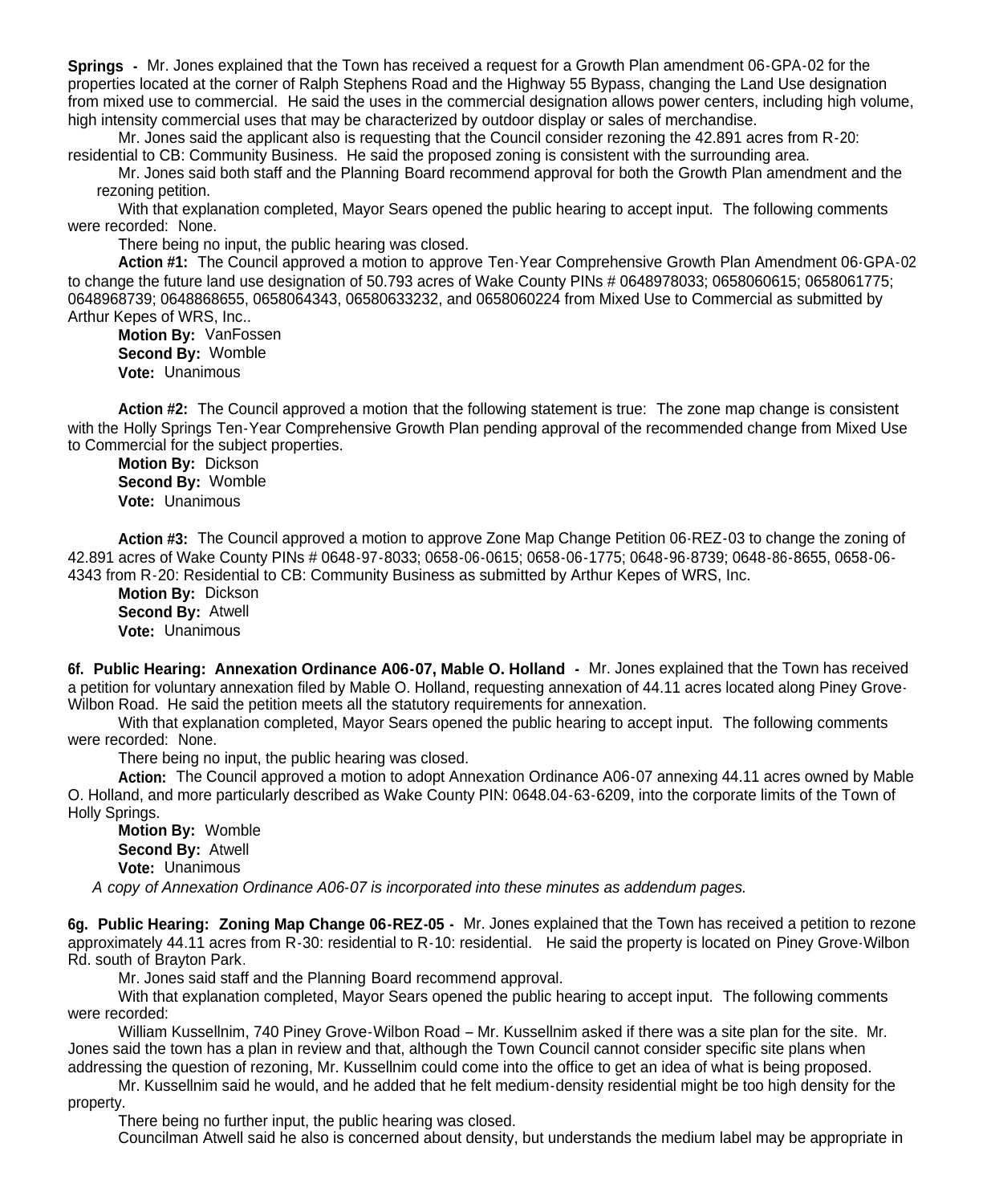**Springs -** Mr. Jones explained that the Town has received a request for a Growth Plan amendment 06-GPA-02 for the properties located at the corner of Ralph Stephens Road and the Highway 55 Bypass, changing the Land Use designation from mixed use to commercial. He said the uses in the commercial designation allows power centers, including high volume, high intensity commercial uses that may be characterized by outdoor display or sales of merchandise.

Mr. Jones said the applicant also is requesting that the Council consider rezoning the 42.891 acres from R-20: residential to CB: Community Business. He said the proposed zoning is consistent with the surrounding area.

Mr. Jones said both staff and the Planning Board recommend approval for both the Growth Plan amendment and the rezoning petition.

With that explanation completed, Mayor Sears opened the public hearing to accept input. The following comments were recorded: None.

There being no input, the public hearing was closed.

**Action #1:** The Council approved a motion to approve Ten-Year Comprehensive Growth Plan Amendment 06-GPA-02 to change the future land use designation of 50.793 acres of Wake County PINs # 0648978033; 0658060615; 0658061775; 0648968739; 0648868655, 0658064343, 06580633232, and 0658060224 from Mixed Use to Commercial as submitted by Arthur Kepes of WRS, Inc..

**Motion By:** VanFossen
**Second By:** Womble
**Vote:** Unanimous

**Action #2:** The Council approved a motion that the following statement is true: The zone map change is consistent with the Holly Springs Ten-Year Comprehensive Growth Plan pending approval of the recommended change from Mixed Use to Commercial for the subject properties.

**Motion By:** Dickson
**Second By:** Womble
**Vote:** Unanimous

**Action #3:** The Council approved a motion to approve Zone Map Change Petition 06-REZ-03 to change the zoning of 42.891 acres of Wake County PINs # 0648-97-8033; 0658-06-0615; 0658-06-1775; 0648-96-8739; 0648-86-8655, 0658-06-4343 from R-20: Residential to CB: Community Business as submitted by Arthur Kepes of WRS, Inc.

**Motion By:** Dickson
**Second By:** Atwell
**Vote:** Unanimous

**6f. Public Hearing: Annexation Ordinance A06-07, Mable O. Holland -** Mr. Jones explained that the Town has received a petition for voluntary annexation filed by Mable O. Holland, requesting annexation of 44.11 acres located along Piney Grove-Wilbon Road. He said the petition meets all the statutory requirements for annexation.

With that explanation completed, Mayor Sears opened the public hearing to accept input. The following comments were recorded: None.

There being no input, the public hearing was closed.

**Action:** The Council approved a motion to adopt Annexation Ordinance A06-07 annexing 44.11 acres owned by Mable O. Holland, and more particularly described as Wake County PIN: 0648.04-63-6209, into the corporate limits of the Town of Holly Springs.

**Motion By:** Womble
**Second By:** Atwell
**Vote:** Unanimous

*A copy of Annexation Ordinance A06-07 is incorporated into these minutes as addendum pages.*

**6g. Public Hearing: Zoning Map Change 06-REZ-05 -** Mr. Jones explained that the Town has received a petition to rezone approximately 44.11 acres from R-30: residential to R-10: residential. He said the property is located on Piney Grove-Wilbon Rd. south of Brayton Park.

Mr. Jones said staff and the Planning Board recommend approval.

With that explanation completed, Mayor Sears opened the public hearing to accept input. The following comments were recorded:

William Kussellnim, 740 Piney Grove-Wilbon Road – Mr. Kussellnim asked if there was a site plan for the site. Mr. Jones said the town has a plan in review and that, although the Town Council cannot consider specific site plans when addressing the question of rezoning, Mr. Kussellnim could come into the office to get an idea of what is being proposed.

Mr. Kussellnim said he would, and he added that he felt medium-density residential might be too high density for the property.

There being no further input, the public hearing was closed.

Councilman Atwell said he also is concerned about density, but understands the medium label may be appropriate in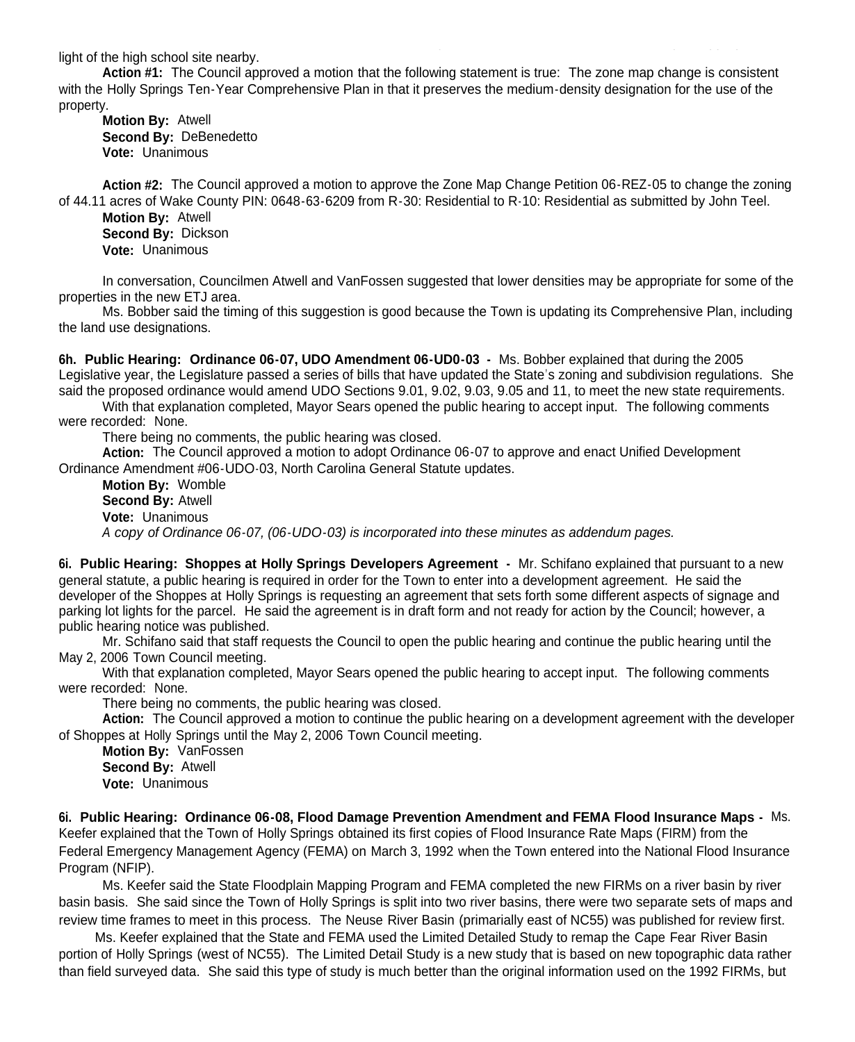light of the high school site nearby.

**Action #1:** The Council approved a motion that the following statement is true: The zone map change is consistent with the Holly Springs Ten-Year Comprehensive Plan in that it preserves the medium-density designation for the use of the property.

**Motion By:** Atwell
**Second By:** DeBenedetto
**Vote:** Unanimous

**Action #2:** The Council approved a motion to approve the Zone Map Change Petition 06-REZ-05 to change the zoning of 44.11 acres of Wake County PIN: 0648-63-6209 from R-30: Residential to R-10: Residential as submitted by John Teel.

**Motion By:** Atwell
**Second By:** Dickson
**Vote:** Unanimous

In conversation, Councilmen Atwell and VanFossen suggested that lower densities may be appropriate for some of the properties in the new ETJ area.

Ms. Bobber said the timing of this suggestion is good because the Town is updating its Comprehensive Plan, including the land use designations.

**6h. Public Hearing: Ordinance 06-07, UDO Amendment 06-UD0-03 -** Ms. Bobber explained that during the 2005 Legislative year, the Legislature passed a series of bills that have updated the State's zoning and subdivision regulations. She said the proposed ordinance would amend UDO Sections 9.01, 9.02, 9.03, 9.05 and 11, to meet the new state requirements.

With that explanation completed, Mayor Sears opened the public hearing to accept input. The following comments were recorded: None.

There being no comments, the public hearing was closed.

**Action:** The Council approved a motion to adopt Ordinance 06-07 to approve and enact Unified Development Ordinance Amendment #06-UDO-03, North Carolina General Statute updates.

**Motion By:** Womble
**Second By:** Atwell
**Vote:** Unanimous

*A copy of Ordinance 06-07, (06-UDO-03) is incorporated into these minutes as addendum pages.*

**6i. Public Hearing: Shoppes at Holly Springs Developers Agreement -** Mr. Schifano explained that pursuant to a new general statute, a public hearing is required in order for the Town to enter into a development agreement. He said the developer of the Shoppes at Holly Springs is requesting an agreement that sets forth some different aspects of signage and parking lot lights for the parcel. He said the agreement is in draft form and not ready for action by the Council; however, a public hearing notice was published.

Mr. Schifano said that staff requests the Council to open the public hearing and continue the public hearing until the May 2, 2006 Town Council meeting.

With that explanation completed, Mayor Sears opened the public hearing to accept input. The following comments were recorded: None.

There being no comments, the public hearing was closed.

**Action:** The Council approved a motion to continue the public hearing on a development agreement with the developer of Shoppes at Holly Springs until the May 2, 2006 Town Council meeting.

**Motion By:** VanFossen
**Second By:** Atwell
**Vote:** Unanimous

**6i. Public Hearing: Ordinance 06-08, Flood Damage Prevention Amendment and FEMA Flood Insurance Maps -** Ms. Keefer explained that the Town of Holly Springs obtained its first copies of Flood Insurance Rate Maps (FIRM) from the Federal Emergency Management Agency (FEMA) on March 3, 1992 when the Town entered into the National Flood Insurance Program (NFIP).

Ms. Keefer said the State Floodplain Mapping Program and FEMA completed the new FIRMs on a river basin by river basin basis. She said since the Town of Holly Springs is split into two river basins, there were two separate sets of maps and review time frames to meet in this process. The Neuse River Basin (primarially east of NC55) was published for review first.

Ms. Keefer explained that the State and FEMA used the Limited Detailed Study to remap the Cape Fear River Basin portion of Holly Springs (west of NC55). The Limited Detail Study is a new study that is based on new topographic data rather than field surveyed data. She said this type of study is much better than the original information used on the 1992 FIRMs, but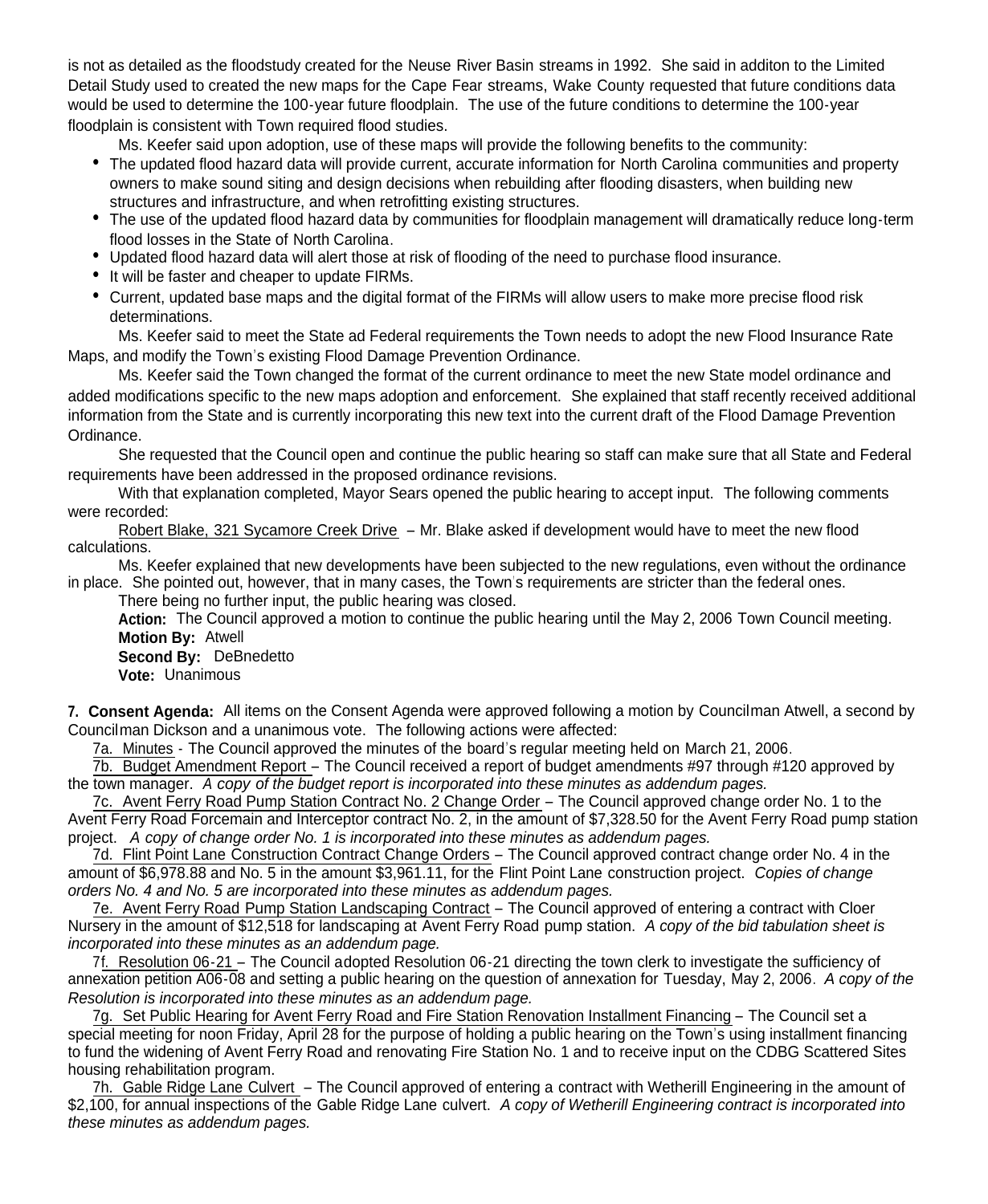is not as detailed as the floodstudy created for the Neuse River Basin streams in 1992. She said in additon to the Limited Detail Study used to created the new maps for the Cape Fear streams, Wake County requested that future conditions data would be used to determine the 100-year future floodplain. The use of the future conditions to determine the 100-year floodplain is consistent with Town required flood studies.

Ms. Keefer said upon adoption, use of these maps will provide the following benefits to the community:

- The updated flood hazard data will provide current, accurate information for North Carolina communities and property owners to make sound siting and design decisions when rebuilding after flooding disasters, when building new structures and infrastructure, and when retrofitting existing structures.
- The use of the updated flood hazard data by communities for floodplain management will dramatically reduce long-term flood losses in the State of North Carolina.
- Updated flood hazard data will alert those at risk of flooding of the need to purchase flood insurance.
- It will be faster and cheaper to update FIRMs.
- Current, updated base maps and the digital format of the FIRMs will allow users to make more precise flood risk determinations.

Ms. Keefer said to meet the State ad Federal requirements the Town needs to adopt the new Flood Insurance Rate Maps, and modify the Town's existing Flood Damage Prevention Ordinance.

Ms. Keefer said the Town changed the format of the current ordinance to meet the new State model ordinance and added modifications specific to the new maps adoption and enforcement. She explained that staff recently received additional information from the State and is currently incorporating this new text into the current draft of the Flood Damage Prevention Ordinance.

She requested that the Council open and continue the public hearing so staff can make sure that all State and Federal requirements have been addressed in the proposed ordinance revisions.

With that explanation completed, Mayor Sears opened the public hearing to accept input. The following comments were recorded:

Robert Blake, 321 Sycamore Creek Drive – Mr. Blake asked if development would have to meet the new flood calculations.

Ms. Keefer explained that new developments have been subjected to the new regulations, even without the ordinance in place. She pointed out, however, that in many cases, the Town's requirements are stricter than the federal ones.

There being no further input, the public hearing was closed.

**Action:** The Council approved a motion to continue the public hearing until the May 2, 2006 Town Council meeting.
**Motion By:** Atwell
**Second By:** DeBnedetto
**Vote:** Unanimous

**7. Consent Agenda:** All items on the Consent Agenda were approved following a motion by Councilman Atwell, a second by Councilman Dickson and a unanimous vote. The following actions were affected:

7a. Minutes - The Council approved the minutes of the board's regular meeting held on March 21, 2006.

7b. Budget Amendment Report – The Council received a report of budget amendments #97 through #120 approved by the town manager. *A copy of the budget report is incorporated into these minutes as addendum pages.*

7c. Avent Ferry Road Pump Station Contract No. 2 Change Order – The Council approved change order No. 1 to the Avent Ferry Road Forcemain and Interceptor contract No. 2, in the amount of $7,328.50 for the Avent Ferry Road pump station project. *A copy of change order No. 1 is incorporated into these minutes as addendum pages.*

7d. Flint Point Lane Construction Contract Change Orders – The Council approved contract change order No. 4 in the amount of $6,978.88 and No. 5 in the amount $3,961.11, for the Flint Point Lane construction project. *Copies of change orders No. 4 and No. 5 are incorporated into these minutes as addendum pages.*

7e. Avent Ferry Road Pump Station Landscaping Contract – The Council approved of entering a contract with Cloer Nursery in the amount of $12,518 for landscaping at Avent Ferry Road pump station. *A copy of the bid tabulation sheet is incorporated into these minutes as an addendum page.*

7f. Resolution 06-21 – The Council adopted Resolution 06-21 directing the town clerk to investigate the sufficiency of annexation petition A06-08 and setting a public hearing on the question of annexation for Tuesday, May 2, 2006. *A copy of the Resolution is incorporated into these minutes as an addendum page.*

7g. Set Public Hearing for Avent Ferry Road and Fire Station Renovation Installment Financing – The Council set a special meeting for noon Friday, April 28 for the purpose of holding a public hearing on the Town's using installment financing to fund the widening of Avent Ferry Road and renovating Fire Station No. 1 and to receive input on the CDBG Scattered Sites housing rehabilitation program.

7h. Gable Ridge Lane Culvert – The Council approved of entering a contract with Wetherill Engineering in the amount of $2,100, for annual inspections of the Gable Ridge Lane culvert. *A copy of Wetherill Engineering contract is incorporated into these minutes as addendum pages.*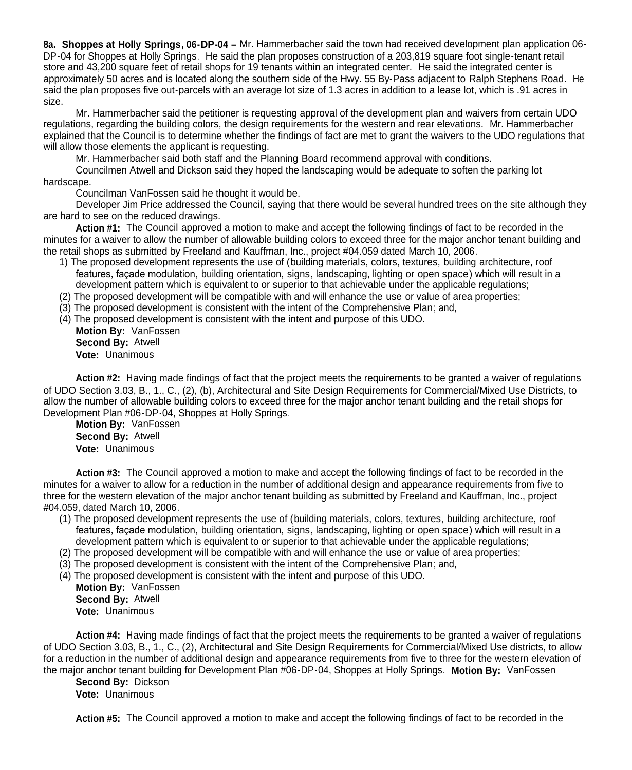**8a. Shoppes at Holly Springs, 06-DP-04 –** Mr. Hammerbacher said the town had received development plan application 06-DP-04 for Shoppes at Holly Springs. He said the plan proposes construction of a 203,819 square foot single-tenant retail store and 43,200 square feet of retail shops for 19 tenants within an integrated center. He said the integrated center is approximately 50 acres and is located along the southern side of the Hwy. 55 By-Pass adjacent to Ralph Stephens Road. He said the plan proposes five out-parcels with an average lot size of 1.3 acres in addition to a lease lot, which is .91 acres in size.

Mr. Hammerbacher said the petitioner is requesting approval of the development plan and waivers from certain UDO regulations, regarding the building colors, the design requirements for the western and rear elevations. Mr. Hammerbacher explained that the Council is to determine whether the findings of fact are met to grant the waivers to the UDO regulations that will allow those elements the applicant is requesting.

Mr. Hammerbacher said both staff and the Planning Board recommend approval with conditions.

Councilmen Atwell and Dickson said they hoped the landscaping would be adequate to soften the parking lot hardscape.

Councilman VanFossen said he thought it would be.

Developer Jim Price addressed the Council, saying that there would be several hundred trees on the site although they are hard to see on the reduced drawings.

**Action #1:** The Council approved a motion to make and accept the following findings of fact to be recorded in the minutes for a waiver to allow the number of allowable building colors to exceed three for the major anchor tenant building and the retail shops as submitted by Freeland and Kauffman, Inc., project #04.059 dated March 10, 2006.

1) The proposed development represents the use of (building materials, colors, textures, building architecture, roof features, façade modulation, building orientation, signs, landscaping, lighting or open space) which will result in a development pattern which is equivalent to or superior to that achievable under the applicable regulations;
(2) The proposed development will be compatible with and will enhance the use or value of area properties;
(3) The proposed development is consistent with the intent of the Comprehensive Plan; and,
(4) The proposed development is consistent with the intent and purpose of this UDO.

**Motion By:** VanFossen
**Second By:** Atwell
**Vote:** Unanimous

**Action #2:** Having made findings of fact that the project meets the requirements to be granted a waiver of regulations of UDO Section 3.03, B., 1., C., (2), (b), Architectural and Site Design Requirements for Commercial/Mixed Use Districts, to allow the number of allowable building colors to exceed three for the major anchor tenant building and the retail shops for Development Plan #06-DP-04, Shoppes at Holly Springs.

**Motion By:** VanFossen
**Second By:** Atwell
**Vote:** Unanimous

**Action #3:** The Council approved a motion to make and accept the following findings of fact to be recorded in the minutes for a waiver to allow for a reduction in the number of additional design and appearance requirements from five to three for the western elevation of the major anchor tenant building as submitted by Freeland and Kauffman, Inc., project #04.059, dated March 10, 2006.

(1) The proposed development represents the use of (building materials, colors, textures, building architecture, roof features, façade modulation, building orientation, signs, landscaping, lighting or open space) which will result in a development pattern which is equivalent to or superior to that achievable under the applicable regulations;
(2) The proposed development will be compatible with and will enhance the use or value of area properties;
(3) The proposed development is consistent with the intent of the Comprehensive Plan; and,
(4) The proposed development is consistent with the intent and purpose of this UDO.

**Motion By:** VanFossen
**Second By:** Atwell
**Vote:** Unanimous

**Action #4:** Having made findings of fact that the project meets the requirements to be granted a waiver of regulations of UDO Section 3.03, B., 1., C., (2), Architectural and Site Design Requirements for Commercial/Mixed Use districts, to allow for a reduction in the number of additional design and appearance requirements from five to three for the western elevation of the major anchor tenant building for Development Plan #06-DP-04, Shoppes at Holly Springs. **Motion By:** VanFossen
**Second By:** Dickson
**Vote:** Unanimous

**Action #5:** The Council approved a motion to make and accept the following findings of fact to be recorded in the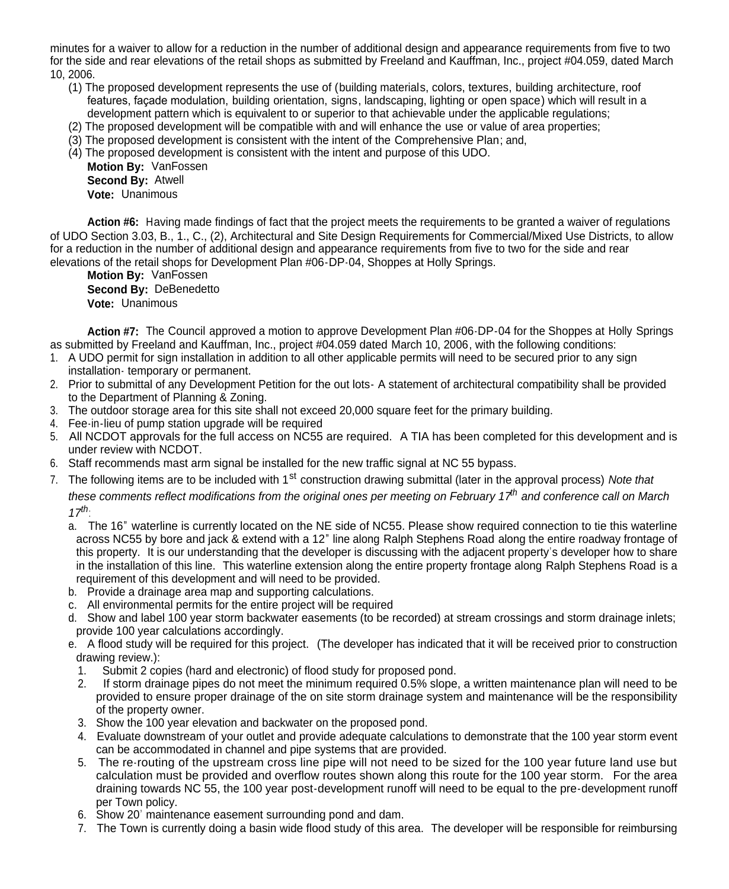minutes for a waiver to allow for a reduction in the number of additional design and appearance requirements from five to two for the side and rear elevations of the retail shops as submitted by Freeland and Kauffman, Inc., project #04.059, dated March 10, 2006.

(1) The proposed development represents the use of (building materials, colors, textures, building architecture, roof features, façade modulation, building orientation, signs, landscaping, lighting or open space) which will result in a development pattern which is equivalent to or superior to that achievable under the applicable regulations;
(2) The proposed development will be compatible with and will enhance the use or value of area properties;
(3) The proposed development is consistent with the intent of the Comprehensive Plan; and,
(4) The proposed development is consistent with the intent and purpose of this UDO.

**Motion By:** VanFossen
**Second By:** Atwell
**Vote:** Unanimous

**Action #6:** Having made findings of fact that the project meets the requirements to be granted a waiver of regulations of UDO Section 3.03, B., 1., C., (2), Architectural and Site Design Requirements for Commercial/Mixed Use Districts, to allow for a reduction in the number of additional design and appearance requirements from five to two for the side and rear elevations of the retail shops for Development Plan #06-DP-04, Shoppes at Holly Springs.

**Motion By:** VanFossen
**Second By:** DeBenedetto
**Vote:** Unanimous

**Action #7:** The Council approved a motion to approve Development Plan #06-DP-04 for the Shoppes at Holly Springs as submitted by Freeland and Kauffman, Inc., project #04.059 dated March 10, 2006, with the following conditions:

1. A UDO permit for sign installation in addition to all other applicable permits will need to be secured prior to any sign installation- temporary or permanent.
2. Prior to submittal of any Development Petition for the out lots- A statement of architectural compatibility shall be provided to the Department of Planning & Zoning.
3. The outdoor storage area for this site shall not exceed 20,000 square feet for the primary building.
4. Fee-in-lieu of pump station upgrade will be required
5. All NCDOT approvals for the full access on NC55 are required. A TIA has been completed for this development and is under review with NCDOT.
6. Staff recommends mast arm signal be installed for the new traffic signal at NC 55 bypass.
7. The following items are to be included with 1st construction drawing submittal (later in the approval process) *Note that these comments reflect modifications from the original ones per meeting on February 17th and conference call on March 17th*:
   a. The 16" waterline is currently located on the NE side of NC55. Please show required connection to tie this waterline across NC55 by bore and jack & extend with a 12" line along Ralph Stephens Road along the entire roadway frontage of this property. It is our understanding that the developer is discussing with the adjacent property's developer how to share in the installation of this line. This waterline extension along the entire property frontage along Ralph Stephens Road is a requirement of this development and will need to be provided.
   b. Provide a drainage area map and supporting calculations.
   c. All environmental permits for the entire project will be required
   d. Show and label 100 year storm backwater easements (to be recorded) at stream crossings and storm drainage inlets; provide 100 year calculations accordingly.
   e. A flood study will be required for this project. (The developer has indicated that it will be received prior to construction drawing review.):
      1. Submit 2 copies (hard and electronic) of flood study for proposed pond.
      2. If storm drainage pipes do not meet the minimum required 0.5% slope, a written maintenance plan will need to be provided to ensure proper drainage of the on site storm drainage system and maintenance will be the responsibility of the property owner.
      3. Show the 100 year elevation and backwater on the proposed pond.
      4. Evaluate downstream of your outlet and provide adequate calculations to demonstrate that the 100 year storm event can be accommodated in channel and pipe systems that are provided.
      5. The re-routing of the upstream cross line pipe will not need to be sized for the 100 year future land use but calculation must be provided and overflow routes shown along this route for the 100 year storm. For the area draining towards NC 55, the 100 year post-development runoff will need to be equal to the pre-development runoff per Town policy.
      6. Show 20' maintenance easement surrounding pond and dam.
      7. The Town is currently doing a basin wide flood study of this area. The developer will be responsible for reimbursing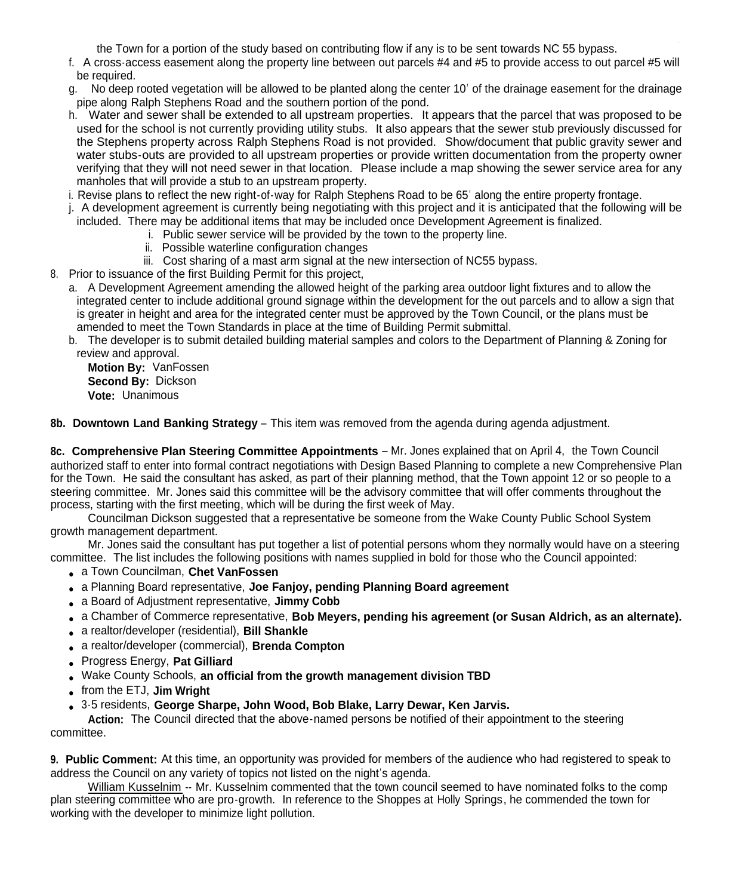the Town for a portion of the study based on contributing flow if any is to be sent towards NC 55 bypass.

f. A cross-access easement along the property line between out parcels #4 and #5 to provide access to out parcel #5 will be required.

g. No deep rooted vegetation will be allowed to be planted along the center 10' of the drainage easement for the drainage pipe along Ralph Stephens Road and the southern portion of the pond.

h. Water and sewer shall be extended to all upstream properties. It appears that the parcel that was proposed to be used for the school is not currently providing utility stubs. It also appears that the sewer stub previously discussed for the Stephens property across Ralph Stephens Road is not provided. Show/document that public gravity sewer and water stubs-outs are provided to all upstream properties or provide written documentation from the property owner verifying that they will not need sewer in that location. Please include a map showing the sewer service area for any manholes that will provide a stub to an upstream property.

i. Revise plans to reflect the new right-of-way for Ralph Stephens Road to be 65' along the entire property frontage.

j. A development agreement is currently being negotiating with this project and it is anticipated that the following will be included. There may be additional items that may be included once Development Agreement is finalized.

   i. Public sewer service will be provided by the town to the property line.
   ii. Possible waterline configuration changes
   iii. Cost sharing of a mast arm signal at the new intersection of NC55 bypass.

8. Prior to issuance of the first Building Permit for this project,

   a. A Development Agreement amending the allowed height of the parking area outdoor light fixtures and to allow the integrated center to include additional ground signage within the development for the out parcels and to allow a sign that is greater in height and area for the integrated center must be approved by the Town Council, or the plans must be amended to meet the Town Standards in place at the time of Building Permit submittal.

   b. The developer is to submit detailed building material samples and colors to the Department of Planning & Zoning for review and approval.

**Motion By:** VanFossen
**Second By:** Dickson
**Vote:** Unanimous

**8b. Downtown Land Banking Strategy** – This item was removed from the agenda during agenda adjustment.

**8c. Comprehensive Plan Steering Committee Appointments** – Mr. Jones explained that on April 4, the Town Council authorized staff to enter into formal contract negotiations with Design Based Planning to complete a new Comprehensive Plan for the Town. He said the consultant has asked, as part of their planning method, that the Town appoint 12 or so people to a steering committee. Mr. Jones said this committee will be the advisory committee that will offer comments throughout the process, starting with the first meeting, which will be during the first week of May.

Councilman Dickson suggested that a representative be someone from the Wake County Public School System growth management department.

Mr. Jones said the consultant has put together a list of potential persons whom they normally would have on a steering committee. The list includes the following positions with names supplied in bold for those who the Council appointed:

- a Town Councilman, **Chet VanFossen**
- a Planning Board representative, **Joe Fanjoy, pending Planning Board agreement**
- a Board of Adjustment representative, **Jimmy Cobb**
- a Chamber of Commerce representative, **Bob Meyers, pending his agreement (or Susan Aldrich, as an alternate).**
- a realtor/developer (residential), **Bill Shankle**
- a realtor/developer (commercial), **Brenda Compton**
- Progress Energy, **Pat Gilliard**
- Wake County Schools, **an official from the growth management division TBD**
- from the ETJ, **Jim Wright**
- 3-5 residents, **George Sharpe, John Wood, Bob Blake, Larry Dewar, Ken Jarvis.**

**Action:** The Council directed that the above-named persons be notified of their appointment to the steering committee.

**9. Public Comment:** At this time, an opportunity was provided for members of the audience who had registered to speak to address the Council on any variety of topics not listed on the night's agenda.

William Kusselnim -- Mr. Kusselnim commented that the town council seemed to have nominated folks to the comp plan steering committee who are pro-growth. In reference to the Shoppes at Holly Springs, he commended the town for working with the developer to minimize light pollution.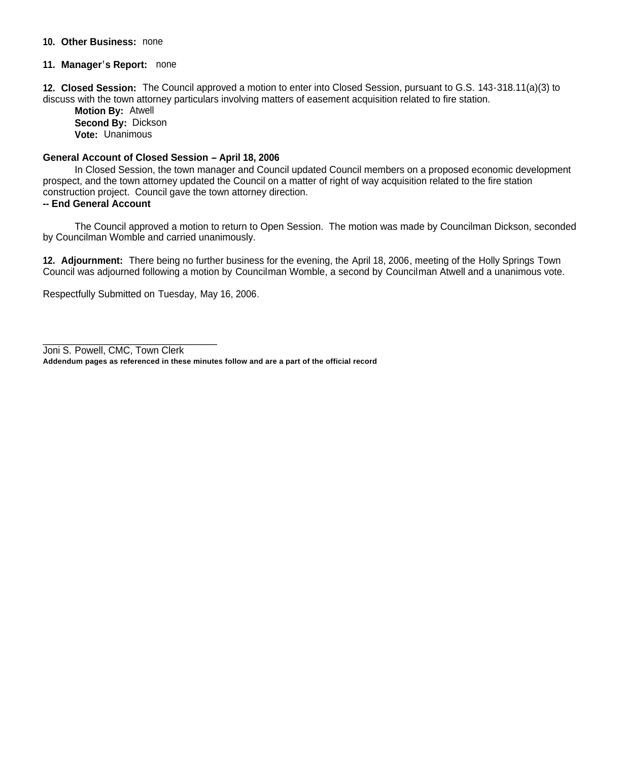**10. Other Business:** none

**11. Manager's Report:** none

**12. Closed Session:** The Council approved a motion to enter into Closed Session, pursuant to G.S. 143-318.11(a)(3) to discuss with the town attorney particulars involving matters of easement acquisition related to fire station.

**Motion By:** Atwell
**Second By:** Dickson
**Vote:** Unanimous

**General Account of Closed Session – April 18, 2006**

In Closed Session, the town manager and Council updated Council members on a proposed economic development prospect, and the town attorney updated the Council on a matter of right of way acquisition related to the fire station construction project. Council gave the town attorney direction.

**-- End General Account**

The Council approved a motion to return to Open Session. The motion was made by Councilman Dickson, seconded by Councilman Womble and carried unanimously.

**12. Adjournment:** There being no further business for the evening, the April 18, 2006, meeting of the Holly Springs Town Council was adjourned following a motion by Councilman Womble, a second by Councilman Atwell and a unanimous vote.

Respectfully Submitted on Tuesday, May 16, 2006.

\_\_\_\_\_\_\_\_\_\_\_\_\_\_\_\_\_\_\_\_\_\_\_\_\_\_\_\_\_\_\_\_\_\_

Joni S. Powell, CMC, Town Clerk

**Addendum pages as referenced in these minutes follow and are a part of the official record**